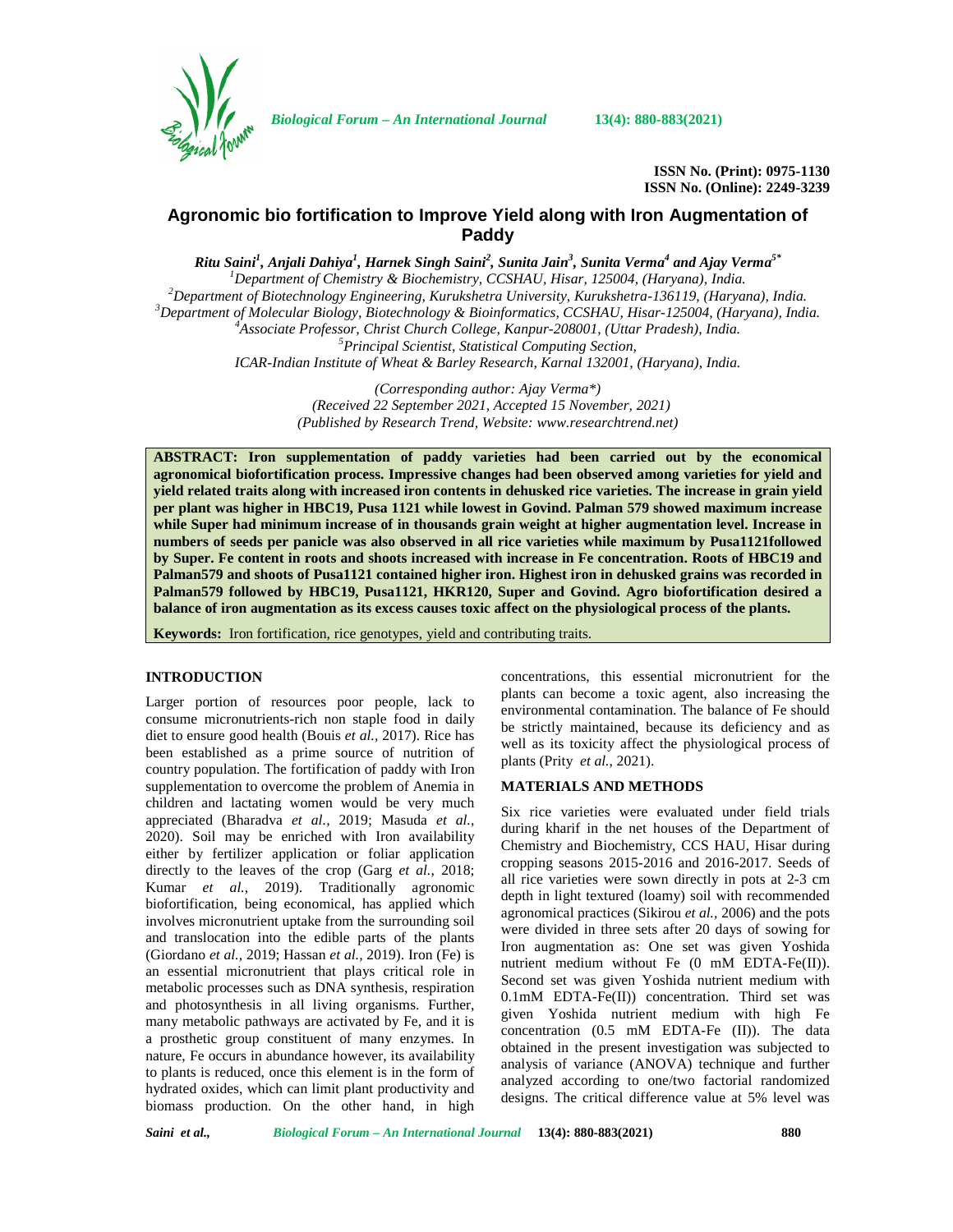**ISSN No. (Print): 0975-1130**
**ISSN No. (Online): 2249-3239**

# Agronomic bio fortification to Improve Yield along with Iron Augmentation of Paddy

***Ritu Saini*[1]*, Anjali Dahiya*[1]*, Harnek Singh Saini*[2]*, Sunita Jain*[3]*, Sunita Verma*[4] *and Ajay Verma*[5*]**

[1]*Department of Chemistry & Biochemistry, CCSHAU, Hisar, 125004, (Haryana), India.*
[2]*Department of Biotechnology Engineering, Kurukshetra University, Kurukshetra-136119, (Haryana), India.*
[3]*Department of Molecular Biology, Biotechnology & Bioinformatics, CCSHAU, Hisar-125004, (Haryana), India.*
[4]*Associate Professor, Christ Church College, Kanpur-208001, (Uttar Pradesh), India.*
[5]*Principal Scientist, Statistical Computing Section,*
*ICAR-Indian Institute of Wheat & Barley Research, Karnal 132001, (Haryana), India.*

*(Corresponding author: Ajay Verma\*)*
*(Received 22 September 2021, Accepted 15 November, 2021)*
*(Published by Research Trend, Website: www.researchtrend.net)*

**ABSTRACT: Iron supplementation of paddy varieties had been carried out by the economical agronomical biofortification process. Impressive changes had been observed among varieties for yield and yield related traits along with increased iron contents in dehusked rice varieties. The increase in grain yield per plant was higher in HBC19, Pusa 1121 while lowest in Govind. Palman 579 showed maximum increase while Super had minimum increase of in thousands grain weight at higher augmentation level. Increase in numbers of seeds per panicle was also observed in all rice varieties while maximum by Pusa1121followed by Super. Fe content in roots and shoots increased with increase in Fe concentration. Roots of HBC19 and Palman579 and shoots of Pusa1121 contained higher iron. Highest iron in dehusked grains was recorded in Palman579 followed by HBC19, Pusa1121, HKR120, Super and Govind. Agro biofortification desired a balance of iron augmentation as its excess causes toxic affect on the physiological process of the plants.**

**Keywords:** Iron fortification, rice genotypes, yield and contributing traits.

## INTRODUCTION

Larger portion of resources poor people, lack to consume micronutrients-rich non staple food in daily diet to ensure good health (Bouis *et al.,* 2017). Rice has been established as a prime source of nutrition of country population. The fortification of paddy with Iron supplementation to overcome the problem of Anemia in children and lactating women would be very much appreciated (Bharadva *et al.,* 2019; Masuda *et al.,* 2020). Soil may be enriched with Iron availability either by fertilizer application or foliar application directly to the leaves of the crop (Garg *et al.,* 2018; Kumar *et al.,* 2019). Traditionally agronomic biofortification, being economical, has applied which involves micronutrient uptake from the surrounding soil and translocation into the edible parts of the plants (Giordano *et al.,* 2019; Hassan *et al.,* 2019). Iron (Fe) is an essential micronutrient that plays critical role in metabolic processes such as DNA synthesis, respiration and photosynthesis in all living organisms. Further, many metabolic pathways are activated by Fe, and it is a prosthetic group constituent of many enzymes. In nature, Fe occurs in abundance however, its availability to plants is reduced, once this element is in the form of hydrated oxides, which can limit plant productivity and biomass production. On the other hand, in high concentrations, this essential micronutrient for the plants can become a toxic agent, also increasing the environmental contamination. The balance of Fe should be strictly maintained, because its deficiency and as well as its toxicity affect the physiological process of plants (Prity *et al.,* 2021).

## MATERIALS AND METHODS

Six rice varieties were evaluated under field trials during kharif in the net houses of the Department of Chemistry and Biochemistry, CCS HAU, Hisar during cropping seasons 2015-2016 and 2016-2017. Seeds of all rice varieties were sown directly in pots at 2-3 cm depth in light textured (loamy) soil with recommended agronomical practices (Sikirou *et al.,* 2006) and the pots were divided in three sets after 20 days of sowing for Iron augmentation as: One set was given Yoshida nutrient medium without Fe (0 mM EDTA-Fe(II)). Second set was given Yoshida nutrient medium with 0.1mM EDTA-Fe(II)) concentration. Third set was given Yoshida nutrient medium with high Fe concentration (0.5 mM EDTA-Fe (II)). The data obtained in the present investigation was subjected to analysis of variance (ANOVA) technique and further analyzed according to one/two factorial randomized designs. The critical difference value at 5% level was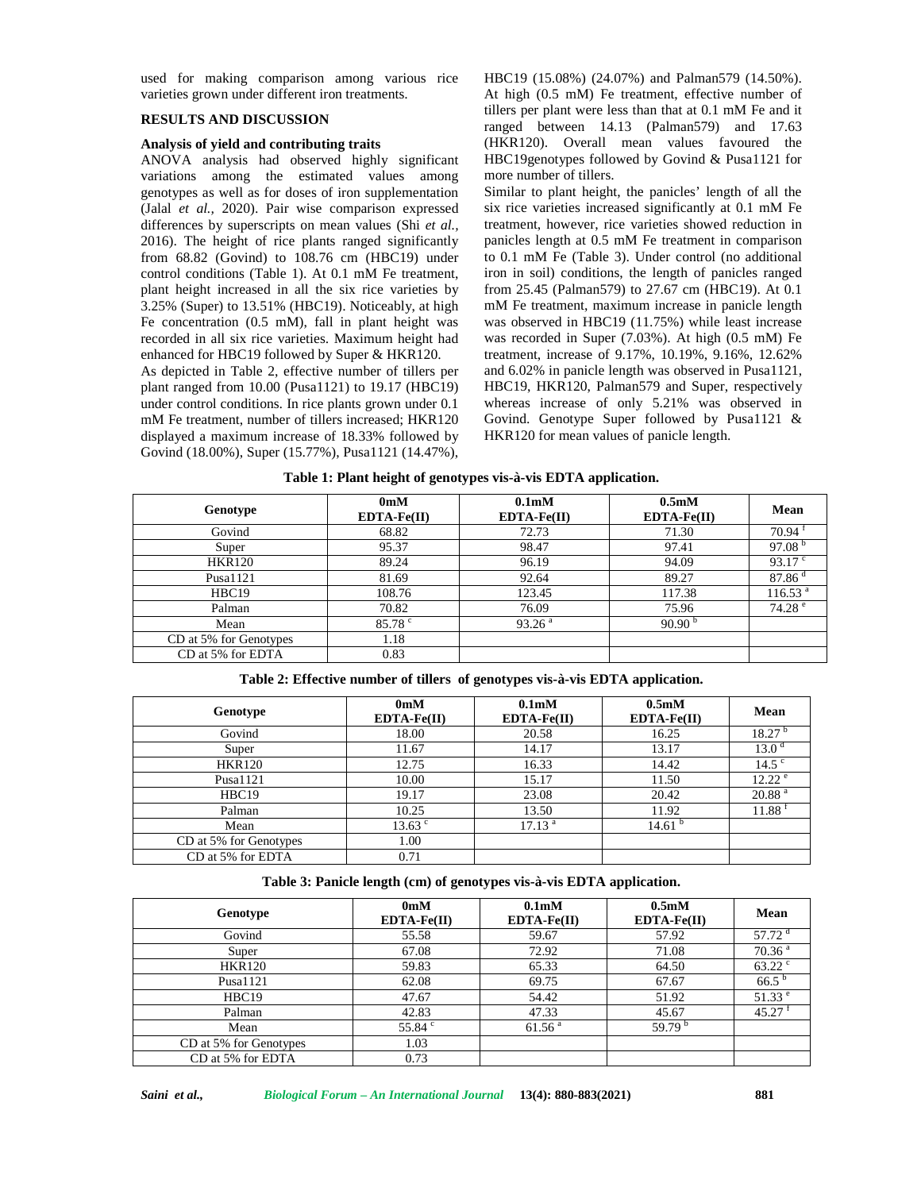used for making comparison among various rice varieties grown under different iron treatments.

## RESULTS AND DISCUSSION

### Analysis of yield and contributing traits

ANOVA analysis had observed highly significant variations among the estimated values among genotypes as well as for doses of iron supplementation (Jalal *et al.,* 2020). Pair wise comparison expressed differences by superscripts on mean values (Shi *et al.,* 2016). The height of rice plants ranged significantly from 68.82 (Govind) to 108.76 cm (HBC19) under control conditions (Table 1). At 0.1 mM Fe treatment, plant height increased in all the six rice varieties by 3.25% (Super) to 13.51% (HBC19). Noticeably, at high Fe concentration (0.5 mM), fall in plant height was recorded in all six rice varieties. Maximum height had enhanced for HBC19 followed by Super & HKR120.

As depicted in Table 2, effective number of tillers per plant ranged from 10.00 (Pusa1121) to 19.17 (HBC19) under control conditions. In rice plants grown under 0.1 mM Fe treatment, number of tillers increased; HKR120 displayed a maximum increase of 18.33% followed by Govind (18.00%), Super (15.77%), Pusa1121 (14.47%), HBC19 (15.08%) (24.07%) and Palman579 (14.50%). At high (0.5 mM) Fe treatment, effective number of tillers per plant were less than that at 0.1 mM Fe and it ranged between 14.13 (Palman579) and 17.63 (HKR120). Overall mean values favoured the HBC19genotypes followed by Govind & Pusa1121 for more number of tillers.

Similar to plant height, the panicles' length of all the six rice varieties increased significantly at 0.1 mM Fe treatment, however, rice varieties showed reduction in panicles length at 0.5 mM Fe treatment in comparison to 0.1 mM Fe (Table 3). Under control (no additional iron in soil) conditions, the length of panicles ranged from 25.45 (Palman579) to 27.67 cm (HBC19). At 0.1 mM Fe treatment, maximum increase in panicle length was observed in HBC19 (11.75%) while least increase was recorded in Super (7.03%). At high (0.5 mM) Fe treatment, increase of 9.17%, 10.19%, 9.16%, 12.62% and 6.02% in panicle length was observed in Pusa1121, HBC19, HKR120, Palman579 and Super, respectively whereas increase of only 5.21% was observed in Govind. Genotype Super followed by Pusa1121 & HKR120 for mean values of panicle length.

**Table 1: Plant height of genotypes vis-à-vis EDTA application.**

| Genotype | 0mM EDTA-Fe(II) | 0.1mM EDTA-Fe(II) | 0.5mM EDTA-Fe(II) | Mean |
|---|---|---|---|---|
| Govind | 68.82 | 72.73 | 71.30 | 70.94 $^{f}$ |
| Super | 95.37 | 98.47 | 97.41 | 97.08 $^{b}$ |
| HKR120 | 89.24 | 96.19 | 94.09 | 93.17 $^{c}$ |
| Pusa1121 | 81.69 | 92.64 | 89.27 | 87.86 $^{d}$ |
| HBC19 | 108.76 | 123.45 | 117.38 | 116.53 $^{a}$ |
| Palman | 70.82 | 76.09 | 75.96 | 74.28 $^{e}$ |
| Mean | 85.78 $^{c}$ | 93.26 $^{a}$ | 90.90 $^{b}$ | |
| CD at 5% for Genotypes | 1.18 | | | |
| CD at 5% for EDTA | 0.83 | | | |

**Table 2: Effective number of tillers of genotypes vis-à-vis EDTA application.**

| Genotype | 0mM EDTA-Fe(II) | 0.1mM EDTA-Fe(II) | 0.5mM EDTA-Fe(II) | Mean |
|---|---|---|---|---|
| Govind | 18.00 | 20.58 | 16.25 | 18.27 $^{b}$ |
| Super | 11.67 | 14.17 | 13.17 | 13.0 $^{d}$ |
| HKR120 | 12.75 | 16.33 | 14.42 | 14.5 $^{c}$ |
| Pusa1121 | 10.00 | 15.17 | 11.50 | 12.22 $^{e}$ |
| HBC19 | 19.17 | 23.08 | 20.42 | 20.88 $^{a}$ |
| Palman | 10.25 | 13.50 | 11.92 | 11.88 $^{f}$ |
| Mean | 13.63 $^{c}$ | 17.13 $^{a}$ | 14.61 $^{b}$ | |
| CD at 5% for Genotypes | 1.00 | | | |
| CD at 5% for EDTA | 0.71 | | | |

**Table 3: Panicle length (cm) of genotypes vis-à-vis EDTA application.**

| Genotype | 0mM EDTA-Fe(II) | 0.1mM EDTA-Fe(II) | 0.5mM EDTA-Fe(II) | Mean |
|---|---|---|---|---|
| Govind | 55.58 | 59.67 | 57.92 | 57.72 $^{d}$ |
| Super | 67.08 | 72.92 | 71.08 | 70.36 $^{a}$ |
| HKR120 | 59.83 | 65.33 | 64.50 | 63.22 $^{c}$ |
| Pusa1121 | 62.08 | 69.75 | 67.67 | 66.5 $^{b}$ |
| HBC19 | 47.67 | 54.42 | 51.92 | 51.33 $^{e}$ |
| Palman | 42.83 | 47.33 | 45.67 | 45.27 $^{f}$ |
| Mean | 55.84 $^{c}$ | 61.56 $^{a}$ | 59.79 $^{b}$ | |
| CD at 5% for Genotypes | 1.03 | | | |
| CD at 5% for EDTA | 0.73 | | | |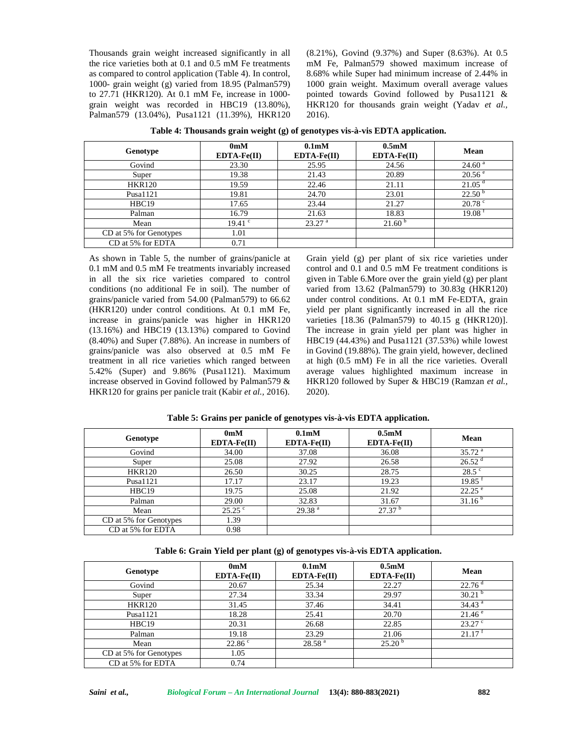Thousands grain weight increased significantly in all the rice varieties both at 0.1 and 0.5 mM Fe treatments as compared to control application (Table 4). In control, 1000- grain weight (g) varied from 18.95 (Palman579) to 27.71 (HKR120). At 0.1 mM Fe, increase in 1000-grain weight was recorded in HBC19 (13.80%), Palman579 (13.04%), Pusa1121 (11.39%), HKR120 (8.21%), Govind (9.37%) and Super (8.63%). At 0.5 mM Fe, Palman579 showed maximum increase of 8.68% while Super had minimum increase of 2.44% in 1000 grain weight. Maximum overall average values pointed towards Govind followed by Pusa1121 & HKR120 for thousands grain weight (Yadav *et al.,* 2016).

**Table 4: Thousands grain weight (g) of genotypes vis-à-vis EDTA application.**

| Genotype | 0mM EDTA-Fe(II) | 0.1mM EDTA-Fe(II) | 0.5mM EDTA-Fe(II) | Mean |
|---|---|---|---|---|
| Govind | 23.30 | 25.95 | 24.56 | 24.60 [a] |
| Super | 19.38 | 21.43 | 20.89 | 20.56 [e] |
| HKR120 | 19.59 | 22.46 | 21.11 | 21.05 [d] |
| Pusa1121 | 19.81 | 24.70 | 23.01 | 22.50 [b] |
| HBC19 | 17.65 | 23.44 | 21.27 | 20.78 [c] |
| Palman | 16.79 | 21.63 | 18.83 | 19.08 [f] |
| Mean | 19.41 [c] | 23.27 [a] | 21.60 [b] | |
| CD at 5% for Genotypes | 1.01 | | | |
| CD at 5% for EDTA | 0.71 | | | |

As shown in Table 5, the number of grains/panicle at 0.1 mM and 0.5 mM Fe treatments invariably increased in all the six rice varieties compared to control conditions (no additional Fe in soil). The number of grains/panicle varied from 54.00 (Palman579) to 66.62 (HKR120) under control conditions. At 0.1 mM Fe, increase in grains/panicle was higher in HKR120 (13.16%) and HBC19 (13.13%) compared to Govind (8.40%) and Super (7.88%). An increase in numbers of grains/panicle was also observed at 0.5 mM Fe treatment in all rice varieties which ranged between 5.42% (Super) and 9.86% (Pusa1121). Maximum increase observed in Govind followed by Palman579 & HKR120 for grains per panicle trait (Kabir *et al.*, 2016).

Grain yield (g) per plant of six rice varieties under control and 0.1 and 0.5 mM Fe treatment conditions is given in Table 6.More over the grain yield (g) per plant varied from 13.62 (Palman579) to 30.83g (HKR120) under control conditions. At 0.1 mM Fe-EDTA, grain yield per plant significantly increased in all the rice varieties [18.36 (Palman579) to 40.15 g (HKR120)]. The increase in grain yield per plant was higher in HBC19 (44.43%) and Pusa1121 (37.53%) while lowest in Govind (19.88%). The grain yield, however, declined at high (0.5 mM) Fe in all the rice varieties. Overall average values highlighted maximum increase in HKR120 followed by Super & HBC19 (Ramzan *et al.,* 2020).

**Table 5: Grains per panicle of genotypes vis-à-vis EDTA application.**

| Genotype | 0mM EDTA-Fe(II) | 0.1mM EDTA-Fe(II) | 0.5mM EDTA-Fe(II) | Mean |
|---|---|---|---|---|
| Govind | 34.00 | 37.08 | 36.08 | 35.72 [a] |
| Super | 25.08 | 27.92 | 26.58 | 26.52 [d] |
| HKR120 | 26.50 | 30.25 | 28.75 | 28.5 [c] |
| Pusa1121 | 17.17 | 23.17 | 19.23 | 19.85 [f] |
| HBC19 | 19.75 | 25.08 | 21.92 | 22.25 [e] |
| Palman | 29.00 | 32.83 | 31.67 | 31.16 [b] |
| Mean | 25.25 [c] | 29.38 [a] | 27.37 [b] | |
| CD at 5% for Genotypes | 1.39 | | | |
| CD at 5% for EDTA | 0.98 | | | |

**Table 6: Grain Yield per plant (g) of genotypes vis-à-vis EDTA application.**

| Genotype | 0mM EDTA-Fe(II) | 0.1mM EDTA-Fe(II) | 0.5mM EDTA-Fe(II) | Mean |
|---|---|---|---|---|
| Govind | 20.67 | 25.34 | 22.27 | 22.76 [d] |
| Super | 27.34 | 33.34 | 29.97 | 30.21 [b] |
| HKR120 | 31.45 | 37.46 | 34.41 | 34.43 [a] |
| Pusa1121 | 18.28 | 25.41 | 20.70 | 21.46 [e] |
| HBC19 | 20.31 | 26.68 | 22.85 | 23.27 [c] |
| Palman | 19.18 | 23.29 | 21.06 | 21.17 [f] |
| Mean | 22.86 [c] | 28.58 [a] | 25.20 [b] | |
| CD at 5% for Genotypes | 1.05 | | | |
| CD at 5% for EDTA | 0.74 | | | |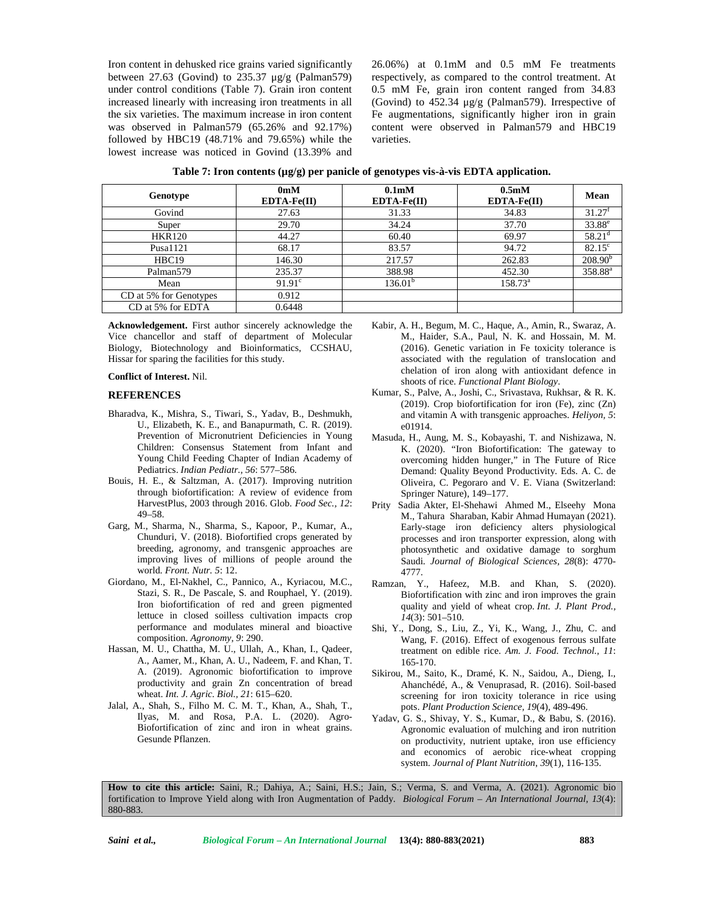Iron content in dehusked rice grains varied significantly between 27.63 (Govind) to 235.37 µg/g (Palman579) under control conditions (Table 7). Grain iron content increased linearly with increasing iron treatments in all the six varieties. The maximum increase in iron content was observed in Palman579 (65.26% and 92.17%) followed by HBC19 (48.71% and 79.65%) while the lowest increase was noticed in Govind (13.39% and 26.06%) at 0.1mM and 0.5 mM Fe treatments respectively, as compared to the control treatment. At 0.5 mM Fe, grain iron content ranged from 34.83 (Govind) to 452.34 µg/g (Palman579). Irrespective of Fe augmentations, significantly higher iron in grain content were observed in Palman579 and HBC19 varieties.

**Table 7: Iron contents (µg/g) per panicle of genotypes vis-à-vis EDTA application.**

| Genotype | 0mM EDTA-Fe(II) | 0.1mM EDTA-Fe(II) | 0.5mM EDTA-Fe(II) | Mean |
|---|---|---|---|---|
| Govind | 27.63 | 31.33 | 34.83 | 31.27[f] |
| Super | 29.70 | 34.24 | 37.70 | 33.88[e] |
| HKR120 | 44.27 | 60.40 | 69.97 | 58.21[d] |
| Pusa1121 | 68.17 | 83.57 | 94.72 | 82.15[c] |
| HBC19 | 146.30 | 217.57 | 262.83 | 208.90[b] |
| Palman579 | 235.37 | 388.98 | 452.30 | 358.88[a] |
| Mean | 91.91[c] | 136.01[b] | 158.73[a] | |
| CD at 5% for Genotypes | 0.912 | | | |
| CD at 5% for EDTA | 0.6448 | | | |

**Acknowledgement.** First author sincerely acknowledge the Vice chancellor and staff of department of Molecular Biology, Biotechnology and Bioinformatics, CCSHAU, Hissar for sparing the facilities for this study.

**Conflict of Interest.** Nil.

## REFERENCES

Bharadva, K., Mishra, S., Tiwari, S., Yadav, B., Deshmukh, U., Elizabeth, K. E., and Banapurmath, C. R. (2019). Prevention of Micronutrient Deficiencies in Young Children: Consensus Statement from Infant and Young Child Feeding Chapter of Indian Academy of Pediatrics. *Indian Pediatr., 56*: 577–586.

Bouis, H. E., & Saltzman, A. (2017). Improving nutrition through biofortification: A review of evidence from HarvestPlus, 2003 through 2016. Glob. *Food Sec., 12*: 49–58.

Garg, M., Sharma, N., Sharma, S., Kapoor, P., Kumar, A., Chunduri, V. (2018). Biofortified crops generated by breeding, agronomy, and transgenic approaches are improving lives of millions of people around the world. *Front. Nutr. 5*: 12.

Giordano, M., El-Nakhel, C., Pannico, A., Kyriacou, M.C., Stazi, S. R., De Pascale, S. and Rouphael, Y. (2019). Iron biofortification of red and green pigmented lettuce in closed soilless cultivation impacts crop performance and modulates mineral and bioactive composition. *Agronomy, 9*: 290.

Hassan, M. U., Chattha, M. U., Ullah, A., Khan, I., Qadeer, A., Aamer, M., Khan, A. U., Nadeem, F. and Khan, T. A. (2019). Agronomic biofortification to improve productivity and grain Zn concentration of bread wheat. *Int. J. Agric. Biol., 21*: 615–620.

Jalal, A., Shah, S., Filho M. C. M. T., Khan, A., Shah, T., Ilyas, M. and Rosa, P.A. L. (2020). Agro-Biofortification of zinc and iron in wheat grains. Gesunde Pflanzen.

Kabir, A. H., Begum, M. C., Haque, A., Amin, R., Swaraz, A. M., Haider, S.A., Paul, N. K. and Hossain, M. M. (2016). Genetic variation in Fe toxicity tolerance is associated with the regulation of translocation and chelation of iron along with antioxidant defence in shoots of rice. *Functional Plant Biology*.

Kumar, S., Palve, A., Joshi, C., Srivastava, Rukhsar, & R. K. (2019). Crop biofortification for iron (Fe), zinc (Zn) and vitamin A with transgenic approaches. *Heliyon, 5*: e01914.

Masuda, H., Aung, M. S., Kobayashi, T. and Nishizawa, N. K. (2020). "Iron Biofortification: The gateway to overcoming hidden hunger," in The Future of Rice Demand: Quality Beyond Productivity. Eds. A. C. de Oliveira, C. Pegoraro and V. E. Viana (Switzerland: Springer Nature), 149–177.

Prity Sadia Akter, El-Shehawi Ahmed M., Elseehy Mona M., Tahura Sharaban, Kabir Ahmad Humayan (2021). Early-stage iron deficiency alters physiological processes and iron transporter expression, along with photosynthetic and oxidative damage to sorghum Saudi. *Journal of Biological Sciences*, *28*(8): 4770-4777.

Ramzan, Y., Hafeez, M.B. and Khan, S. (2020). Biofortification with zinc and iron improves the grain quality and yield of wheat crop. *Int. J. Plant Prod., 14*(3): 501–510.

Shi, Y., Dong, S., Liu, Z., Yi, K., Wang, J., Zhu, C. and Wang, F. (2016). Effect of exogenous ferrous sulfate treatment on edible rice. *Am. J. Food. Technol., 11*: 165-170.

Sikirou, M., Saito, K., Dramé, K. N., Saidou, A., Dieng, I., Ahanchédé, A., & Venuprasad, R. (2016). Soil-based screening for iron toxicity tolerance in rice using pots. *Plant Production Science, 19*(4), 489-496.

Yadav, G. S., Shivay, Y. S., Kumar, D., & Babu, S. (2016). Agronomic evaluation of mulching and iron nutrition on productivity, nutrient uptake, iron use efficiency and economics of aerobic rice-wheat cropping system. *Journal of Plant Nutrition*, *39*(1), 116-135.

**How to cite this article:** Saini, R.; Dahiya, A.; Saini, H.S.; Jain, S.; Verma, S. and Verma, A. (2021). Agronomic bio fortification to Improve Yield along with Iron Augmentation of Paddy. *Biological Forum – An International Journal, 13*(4): 880-883.